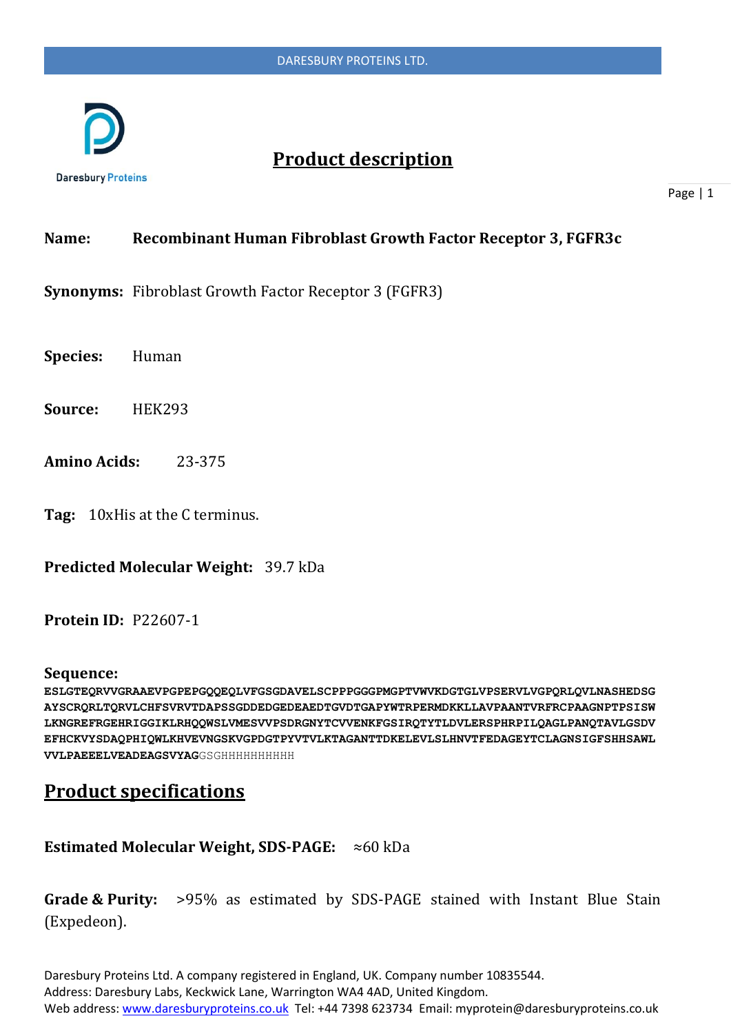# Product description

**Name:** **Recombinant Human Fibroblast Growth Factor Receptor 3, FGFR3c**

**Synonyms:** Fibroblast Growth Factor Receptor 3 (FGFR3)

**Species:** Human

**Source:** HEK293

**Amino Acids:** 23-375

**Tag:** 10xHis at the C terminus.

**Predicted Molecular Weight:** 39.7 kDa

**Protein ID:** P22607-1

**Sequence:**

**ESLGTEQRVVGRAAEVPGPEPGQQEQLVFGSGDAVELSCPPPGGGPMGPTVWVKDGTGLVPSERVLVGPQRLQVLNASHEDSG AYSCRQRLTQRVLCHFSVRVTDAPSSGDDEDGEDEAEDTGVDTGAPYWTRPERMDKKLLAVPAANTVRFRCPAAGNPTPSISW LKNGREFRGEHRIGGIKLRHQQWSLVMESVVPSDRGNYTCVVENKFGSIRQTYTLDVLERSPHRPILQAGLPANQTAVLGSDV EFHCKVYSDAQPHIQWLKHVEVNGSKVGPDGTPYVTVLKTAGANTTDKELEVLSLHNVTFEDAGEYTCLAGNSIGFSHHSAWL VVLPAEEELVEADEAGSVYAG**GSGHHHHHHHHHH

## Product specifications

**Estimated Molecular Weight, SDS-PAGE:** ≈60 kDa

**Grade & Purity:** >95% as estimated by SDS-PAGE stained with Instant Blue Stain (Expedeon).

Daresbury Proteins Ltd. A company registered in England, UK. Company number 10835544.
Address: Daresbury Labs, Keckwick Lane, Warrington WA4 4AD, United Kingdom.
Web address: www.daresburyproteins.co.uk Tel: +44 7398 623734 Email: myprotein@daresburyproteins.co.uk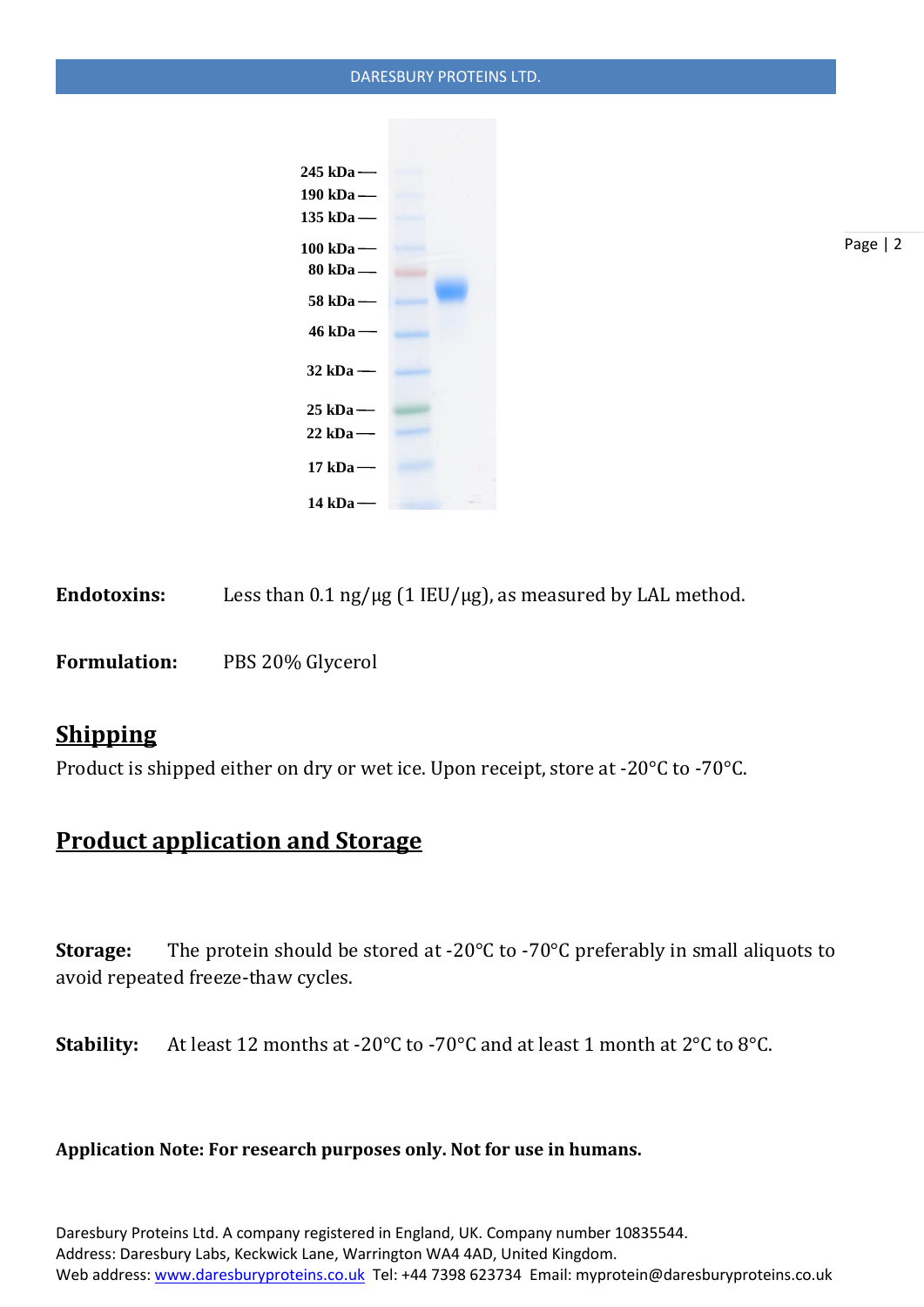245 kDa
190 kDa
135 kDa
100 kDa
80 kDa
58 kDa
46 kDa
32 kDa
25 kDa
22 kDa
17 kDa
14 kDa

**Endotoxins:** Less than 0.1 ng/µg (1 IEU/µg), as measured by LAL method.

**Formulation:** PBS 20% Glycerol

## Shipping

Product is shipped either on dry or wet ice. Upon receipt, store at -20°C to -70°C.

## Product application and Storage

**Storage:** The protein should be stored at -20°C to -70°C preferably in small aliquots to avoid repeated freeze-thaw cycles.

**Stability:** At least 12 months at -20°C to -70°C and at least 1 month at 2°C to 8°C.

**Application Note: For research purposes only. Not for use in humans.**

Daresbury Proteins Ltd. A company registered in England, UK. Company number 10835544.
Address: Daresbury Labs, Keckwick Lane, Warrington WA4 4AD, United Kingdom.
Web address: www.daresburyproteins.co.uk Tel: +44 7398 623734 Email: myprotein@daresburyproteins.co.uk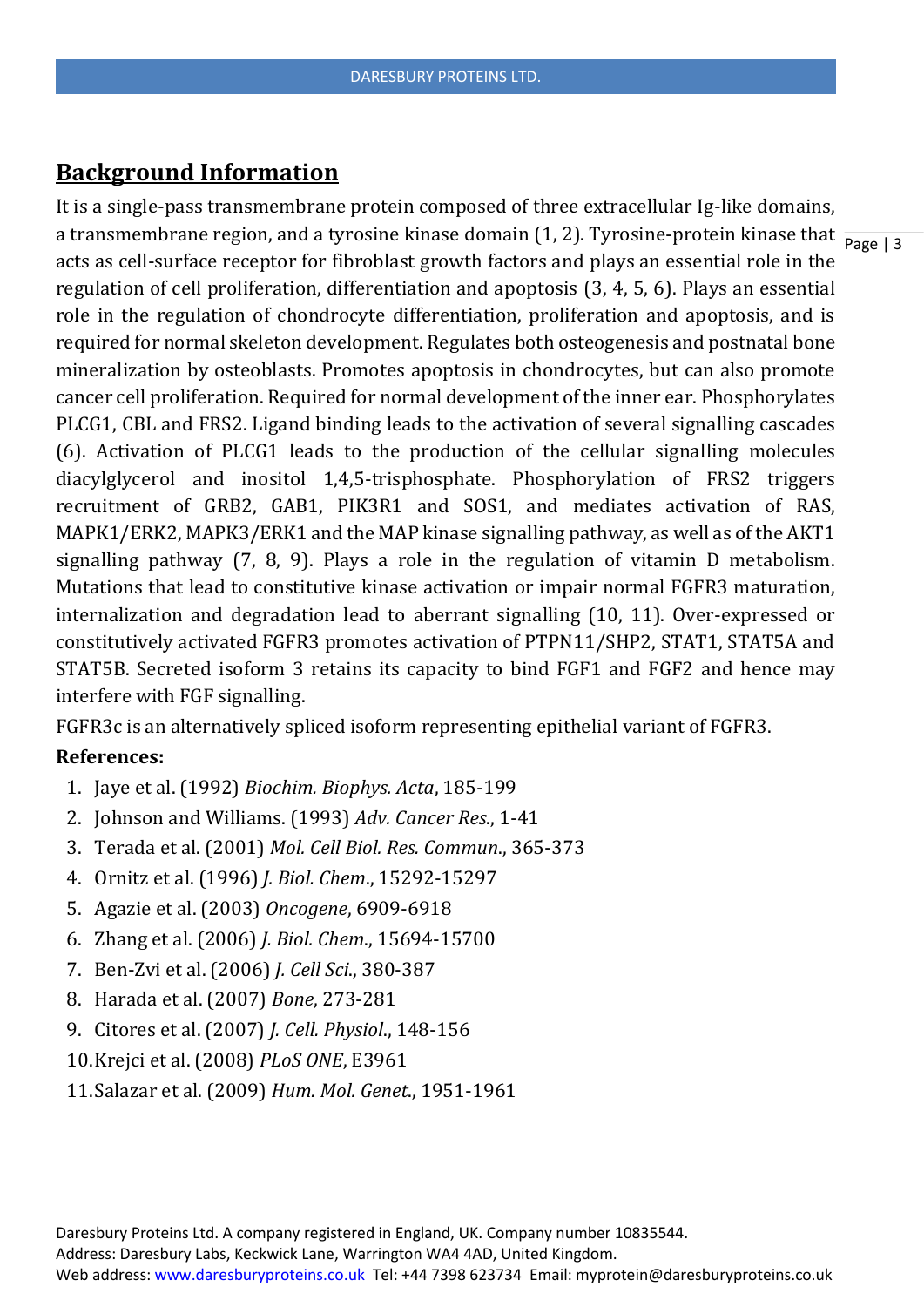## Background Information

It is a single-pass transmembrane protein composed of three extracellular Ig-like domains, a transmembrane region, and a tyrosine kinase domain (1, 2). Tyrosine-protein kinase that acts as cell-surface receptor for fibroblast growth factors and plays an essential role in the regulation of cell proliferation, differentiation and apoptosis (3, 4, 5, 6). Plays an essential role in the regulation of chondrocyte differentiation, proliferation and apoptosis, and is required for normal skeleton development. Regulates both osteogenesis and postnatal bone mineralization by osteoblasts. Promotes apoptosis in chondrocytes, but can also promote cancer cell proliferation. Required for normal development of the inner ear. Phosphorylates PLCG1, CBL and FRS2. Ligand binding leads to the activation of several signalling cascades (6). Activation of PLCG1 leads to the production of the cellular signalling molecules diacylglycerol and inositol 1,4,5-trisphosphate. Phosphorylation of FRS2 triggers recruitment of GRB2, GAB1, PIK3R1 and SOS1, and mediates activation of RAS, MAPK1/ERK2, MAPK3/ERK1 and the MAP kinase signalling pathway, as well as of the AKT1 signalling pathway (7, 8, 9). Plays a role in the regulation of vitamin D metabolism. Mutations that lead to constitutive kinase activation or impair normal FGFR3 maturation, internalization and degradation lead to aberrant signalling (10, 11). Over-expressed or constitutively activated FGFR3 promotes activation of PTPN11/SHP2, STAT1, STAT5A and STAT5B. Secreted isoform 3 retains its capacity to bind FGF1 and FGF2 and hence may interfere with FGF signalling.

FGFR3c is an alternatively spliced isoform representing epithelial variant of FGFR3.

**References:**

1. Jaye et al. (1992) *Biochim. Biophys. Acta*, 185-199
2. Johnson and Williams. (1993) *Adv. Cancer Res.*, 1-41
3. Terada et al. (2001) *Mol. Cell Biol. Res. Commun.*, 365-373
4. Ornitz et al. (1996) *J. Biol. Chem.*, 15292-15297
5. Agazie et al. (2003) *Oncogene*, 6909-6918
6. Zhang et al. (2006) *J. Biol. Chem.*, 15694-15700
7. Ben-Zvi et al. (2006) *J. Cell Sci.*, 380-387
8. Harada et al. (2007) *Bone*, 273-281
9. Citores et al. (2007) *J. Cell. Physiol.*, 148-156
10. Krejci et al. (2008) *PLoS ONE*, E3961
11. Salazar et al. (2009) *Hum. Mol. Genet.*, 1951-1961

Daresbury Proteins Ltd. A company registered in England, UK. Company number 10835544.
Address: Daresbury Labs, Keckwick Lane, Warrington WA4 4AD, United Kingdom.
Web address: www.daresburyproteins.co.uk Tel: +44 7398 623734 Email: myprotein@daresburyproteins.co.uk